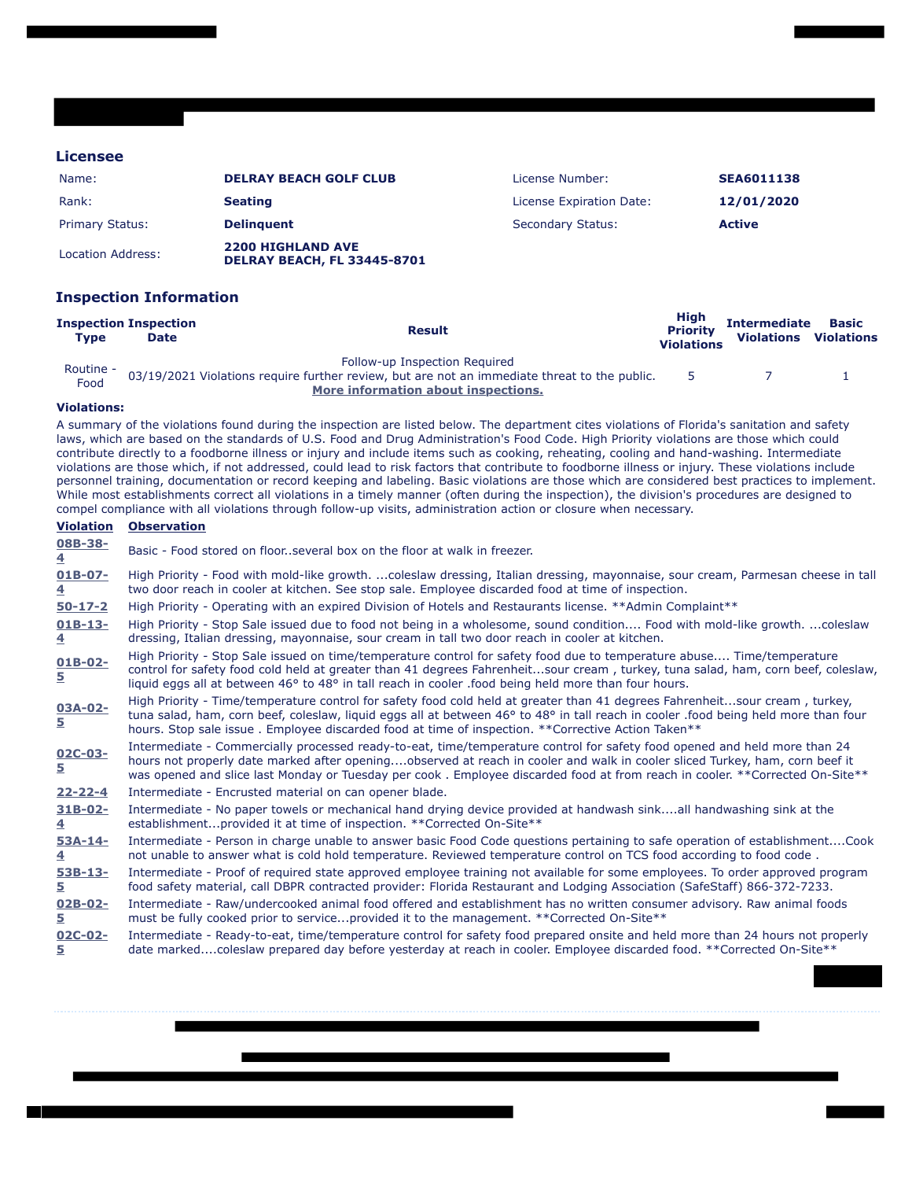## Licensee

| | | | |
|---|---|---|---|
| Name: | **DELRAY BEACH GOLF CLUB** | License Number: | **SEA6011138** |
| Rank: | **Seating** | License Expiration Date: | **12/01/2020** |
| Primary Status: | **Delinquent** | Secondary Status: | **Active** |
| Location Address: | **2200 HIGHLAND AVE<br>DELRAY BEACH, FL 33445-8701** | | |

## Inspection Information

| Inspection Type | Inspection Date | Result | High Priority Violations | Intermediate Violations | Basic Violations |
|---|---|---|---|---|---|
| Routine - Food | 03/19/2021 | Follow-up Inspection Required<br>Violations require further review, but are not an immediate threat to the public.<br>**More information about inspections.** | 5 | 7 | 1 |

**Violations:**

A summary of the violations found during the inspection are listed below. The department cites violations of Florida's sanitation and safety laws, which are based on the standards of U.S. Food and Drug Administration's Food Code. High Priority violations are those which could contribute directly to a foodborne illness or injury and include items such as cooking, reheating, cooling and hand-washing. Intermediate violations are those which, if not addressed, could lead to risk factors that contribute to foodborne illness or injury. These violations include personnel training, documentation or record keeping and labeling. Basic violations are those which are considered best practices to implement. While most establishments correct all violations in a timely manner (often during the inspection), the division's procedures are designed to compel compliance with all violations through follow-up visits, administration action or closure when necessary.

| Violation | Observation |
|---|---|
| 08B-38-4 | Basic - Food stored on floor..several box on the floor at walk in freezer. |
| 01B-07-4 | High Priority - Food with mold-like growth. ...coleslaw dressing, Italian dressing, mayonnaise, sour cream, Parmesan cheese in tall two door reach in cooler at kitchen. See stop sale. Employee discarded food at time of inspection. |
| 50-17-2 | High Priority - Operating with an expired Division of Hotels and Restaurants license. **Admin Complaint** |
| 01B-13-4 | High Priority - Stop Sale issued due to food not being in a wholesome, sound condition.... Food with mold-like growth. ...coleslaw dressing, Italian dressing, mayonnaise, sour cream in tall two door reach in cooler at kitchen. |
| 01B-02-5 | High Priority - Stop Sale issued on time/temperature control for safety food due to temperature abuse.... Time/temperature control for safety food cold held at greater than 41 degrees Fahrenheit...sour cream , turkey, tuna salad, ham, corn beef, coleslaw, liquid eggs all at between 46° to 48° in tall reach in cooler .food being held more than four hours. |
| 03A-02-5 | High Priority - Time/temperature control for safety food cold held at greater than 41 degrees Fahrenheit...sour cream , turkey, tuna salad, ham, corn beef, coleslaw, liquid eggs all at between 46° to 48° in tall reach in cooler .food being held more than four hours. Stop sale issue . Employee discarded food at time of inspection. **Corrective Action Taken** |
| 02C-03-5 | Intermediate - Commercially processed ready-to-eat, time/temperature control for safety food opened and held more than 24 hours not properly date marked after opening....observed at reach in cooler and walk in cooler sliced Turkey, ham, corn beef it was opened and slice last Monday or Tuesday per cook . Employee discarded food at from reach in cooler. **Corrected On-Site** |
| 22-22-4 | Intermediate - Encrusted material on can opener blade. |
| 31B-02-4 | Intermediate - No paper towels or mechanical hand drying device provided at handwash sink....all handwashing sink at the establishment...provided it at time of inspection. **Corrected On-Site** |
| 53A-14-4 | Intermediate - Person in charge unable to answer basic Food Code questions pertaining to safe operation of establishment....Cook not unable to answer what is cold hold temperature. Reviewed temperature control on TCS food according to food code . |
| 53B-13-5 | Intermediate - Proof of required state approved employee training not available for some employees. To order approved program food safety material, call DBPR contracted provider: Florida Restaurant and Lodging Association (SafeStaff) 866-372-7233. |
| 02B-02-5 | Intermediate - Raw/undercooked animal food offered and establishment has no written consumer advisory. Raw animal foods must be fully cooked prior to service...provided it to the management. **Corrected On-Site** |
| 02C-02-5 | Intermediate - Ready-to-eat, time/temperature control for safety food prepared onsite and held more than 24 hours not properly date marked....coleslaw prepared day before yesterday at reach in cooler. Employee discarded food. **Corrected On-Site** |